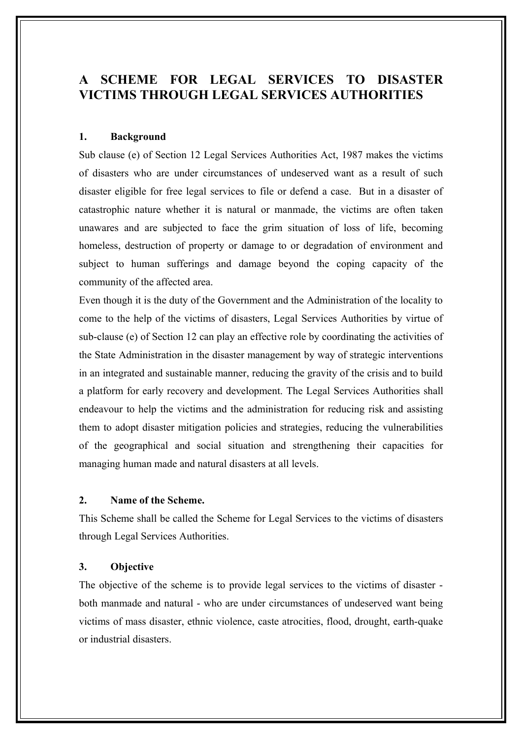# A SCHEME FOR LEGAL SERVICES TO DISASTER VICTIMS THROUGH LEGAL SERVICES AUTHORITIES

## 1. Background

Sub clause (e) of Section 12 Legal Services Authorities Act, 1987 makes the victims of disasters who are under circumstances of undeserved want as a result of such disaster eligible for free legal services to file or defend a case. But in a disaster of catastrophic nature whether it is natural or manmade, the victims are often taken unawares and are subjected to face the grim situation of loss of life, becoming homeless, destruction of property or damage to or degradation of environment and subject to human sufferings and damage beyond the coping capacity of the community of the affected area.

Even though it is the duty of the Government and the Administration of the locality to come to the help of the victims of disasters, Legal Services Authorities by virtue of sub-clause (e) of Section 12 can play an effective role by coordinating the activities of the State Administration in the disaster management by way of strategic interventions in an integrated and sustainable manner, reducing the gravity of the crisis and to build a platform for early recovery and development. The Legal Services Authorities shall endeavour to help the victims and the administration for reducing risk and assisting them to adopt disaster mitigation policies and strategies, reducing the vulnerabilities of the geographical and social situation and strengthening their capacities for managing human made and natural disasters at all levels.

## 2. Name of the Scheme.

This Scheme shall be called the Scheme for Legal Services to the victims of disasters through Legal Services Authorities.

## 3. Objective

The objective of the scheme is to provide legal services to the victims of disaster - both manmade and natural - who are under circumstances of undeserved want being victims of mass disaster, ethnic violence, caste atrocities, flood, drought, earth-quake or industrial disasters.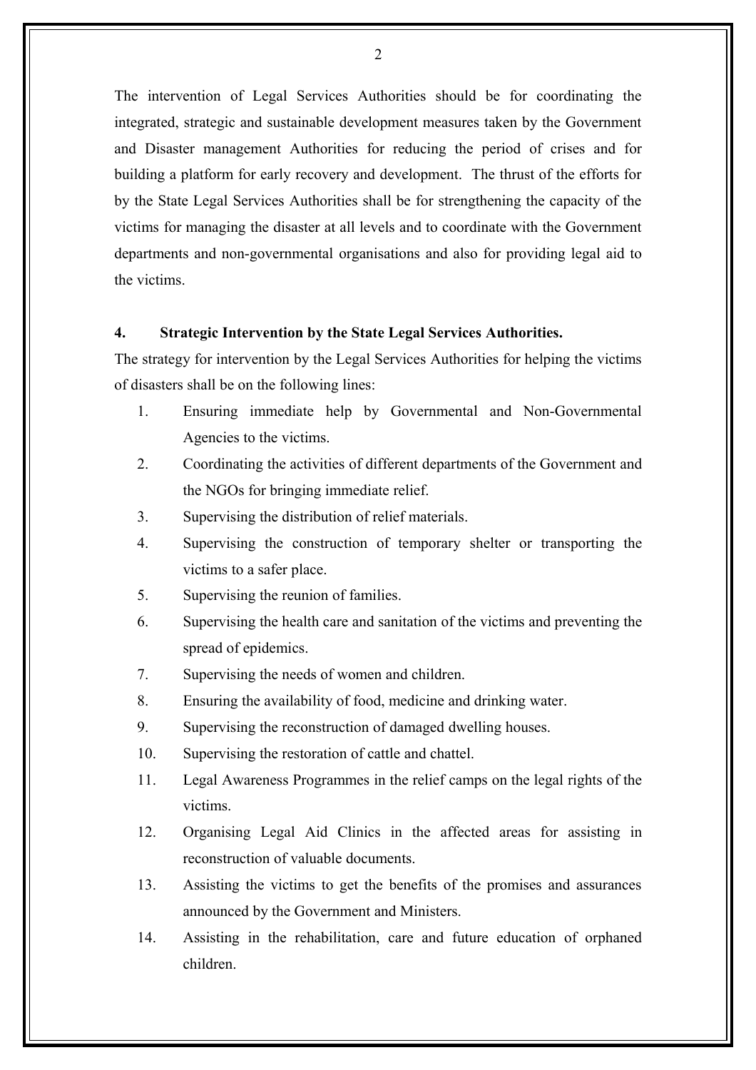The intervention of Legal Services Authorities should be for coordinating the integrated, strategic and sustainable development measures taken by the Government and Disaster management Authorities for reducing the period of crises and for building a platform for early recovery and development. The thrust of the efforts for by the State Legal Services Authorities shall be for strengthening the capacity of the victims for managing the disaster at all levels and to coordinate with the Government departments and non-governmental organisations and also for providing legal aid to the victims.

## 4. Strategic Intervention by the State Legal Services Authorities.

The strategy for intervention by the Legal Services Authorities for helping the victims of disasters shall be on the following lines:

1. Ensuring immediate help by Governmental and Non-Governmental Agencies to the victims.
2. Coordinating the activities of different departments of the Government and the NGOs for bringing immediate relief.
3. Supervising the distribution of relief materials.
4. Supervising the construction of temporary shelter or transporting the victims to a safer place.
5. Supervising the reunion of families.
6. Supervising the health care and sanitation of the victims and preventing the spread of epidemics.
7. Supervising the needs of women and children.
8. Ensuring the availability of food, medicine and drinking water.
9. Supervising the reconstruction of damaged dwelling houses.
10. Supervising the restoration of cattle and chattel.
11. Legal Awareness Programmes in the relief camps on the legal rights of the victims.
12. Organising Legal Aid Clinics in the affected areas for assisting in reconstruction of valuable documents.
13. Assisting the victims to get the benefits of the promises and assurances announced by the Government and Ministers.
14. Assisting in the rehabilitation, care and future education of orphaned children.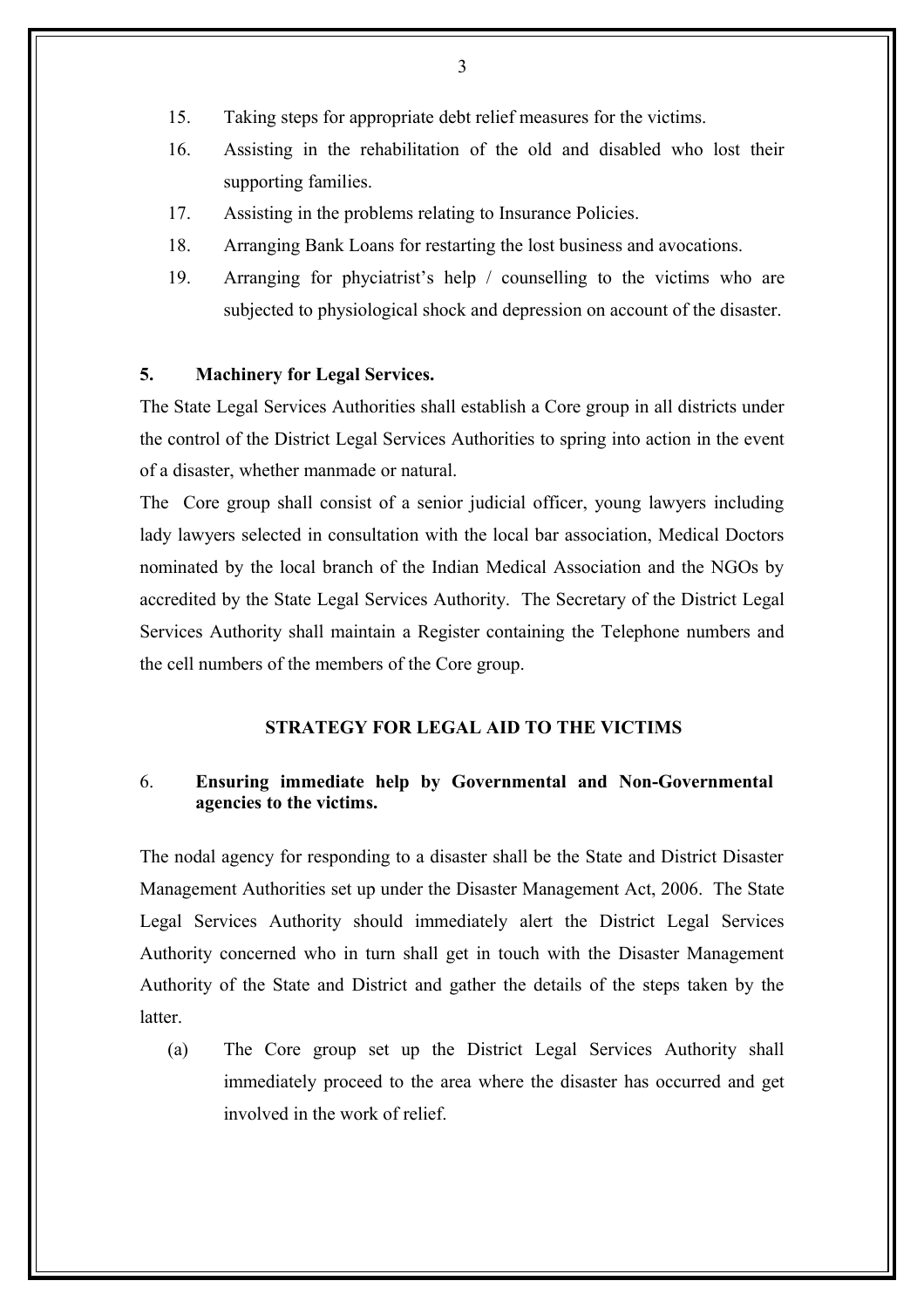15. Taking steps for appropriate debt relief measures for the victims.
16. Assisting in the rehabilitation of the old and disabled who lost their supporting families.
17. Assisting in the problems relating to Insurance Policies.
18. Arranging Bank Loans for restarting the lost business and avocations.
19. Arranging for phyciatrist's help / counselling to the victims who are subjected to physiological shock and depression on account of the disaster.

**5. Machinery for Legal Services.**

The State Legal Services Authorities shall establish a Core group in all districts under the control of the District Legal Services Authorities to spring into action in the event of a disaster, whether manmade or natural.

The Core group shall consist of a senior judicial officer, young lawyers including lady lawyers selected in consultation with the local bar association, Medical Doctors nominated by the local branch of the Indian Medical Association and the NGOs by accredited by the State Legal Services Authority. The Secretary of the District Legal Services Authority shall maintain a Register containing the Telephone numbers and the cell numbers of the members of the Core group.

## STRATEGY FOR LEGAL AID TO THE VICTIMS

6. **Ensuring immediate help by Governmental and Non-Governmental agencies to the victims.**

The nodal agency for responding to a disaster shall be the State and District Disaster Management Authorities set up under the Disaster Management Act, 2006. The State Legal Services Authority should immediately alert the District Legal Services Authority concerned who in turn shall get in touch with the Disaster Management Authority of the State and District and gather the details of the steps taken by the latter.

(a) The Core group set up the District Legal Services Authority shall immediately proceed to the area where the disaster has occurred and get involved in the work of relief.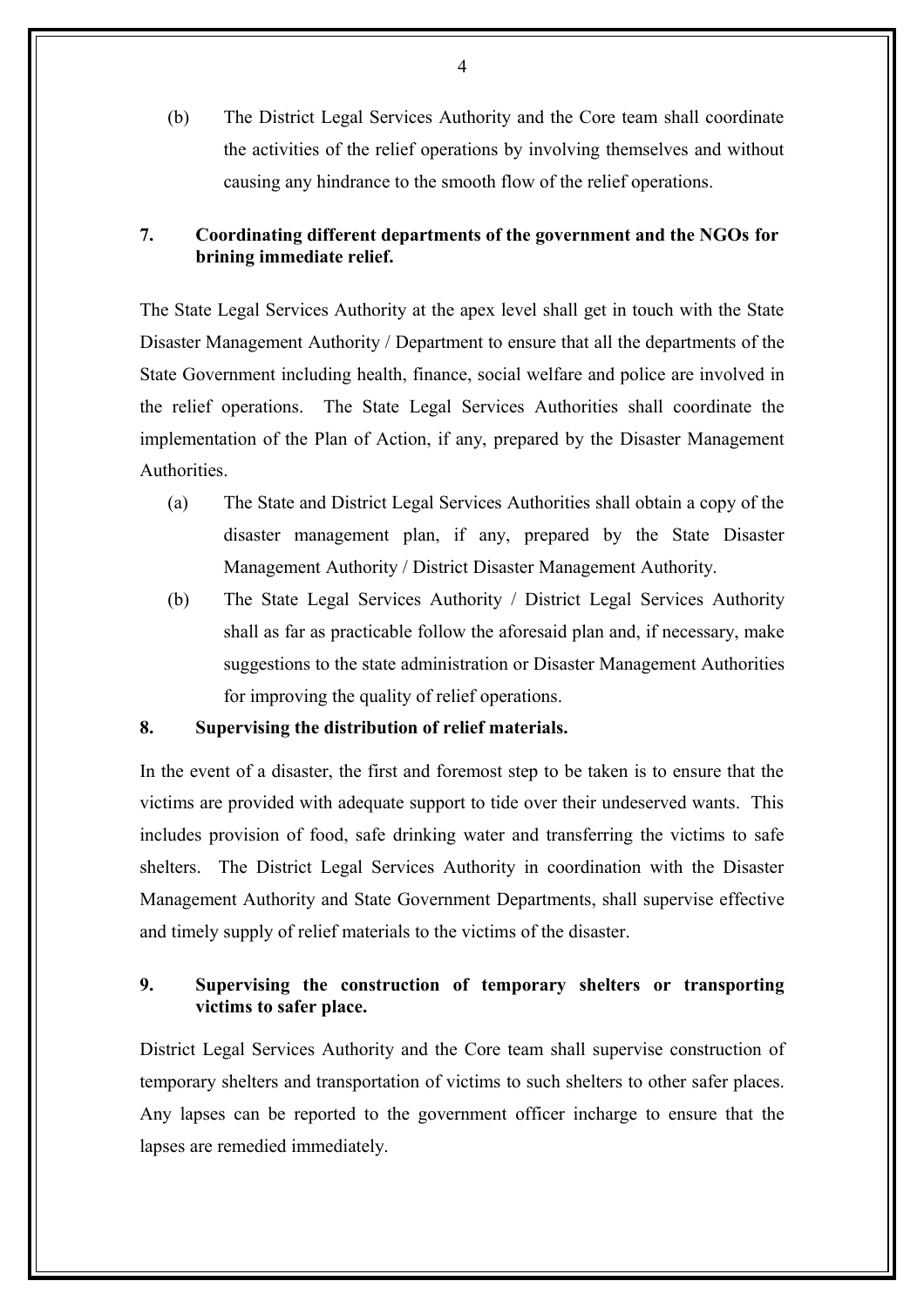(b) The District Legal Services Authority and the Core team shall coordinate the activities of the relief operations by involving themselves and without causing any hindrance to the smooth flow of the relief operations.

**7. Coordinating different departments of the government and the NGOs for brining immediate relief.**

The State Legal Services Authority at the apex level shall get in touch with the State Disaster Management Authority / Department to ensure that all the departments of the State Government including health, finance, social welfare and police are involved in the relief operations. The State Legal Services Authorities shall coordinate the implementation of the Plan of Action, if any, prepared by the Disaster Management Authorities.

(a) The State and District Legal Services Authorities shall obtain a copy of the disaster management plan, if any, prepared by the State Disaster Management Authority / District Disaster Management Authority.

(b) The State Legal Services Authority / District Legal Services Authority shall as far as practicable follow the aforesaid plan and, if necessary, make suggestions to the state administration or Disaster Management Authorities for improving the quality of relief operations.

**8. Supervising the distribution of relief materials.**

In the event of a disaster, the first and foremost step to be taken is to ensure that the victims are provided with adequate support to tide over their undeserved wants. This includes provision of food, safe drinking water and transferring the victims to safe shelters. The District Legal Services Authority in coordination with the Disaster Management Authority and State Government Departments, shall supervise effective and timely supply of relief materials to the victims of the disaster.

**9. Supervising the construction of temporary shelters or transporting victims to safer place.**

District Legal Services Authority and the Core team shall supervise construction of temporary shelters and transportation of victims to such shelters to other safer places. Any lapses can be reported to the government officer incharge to ensure that the lapses are remedied immediately.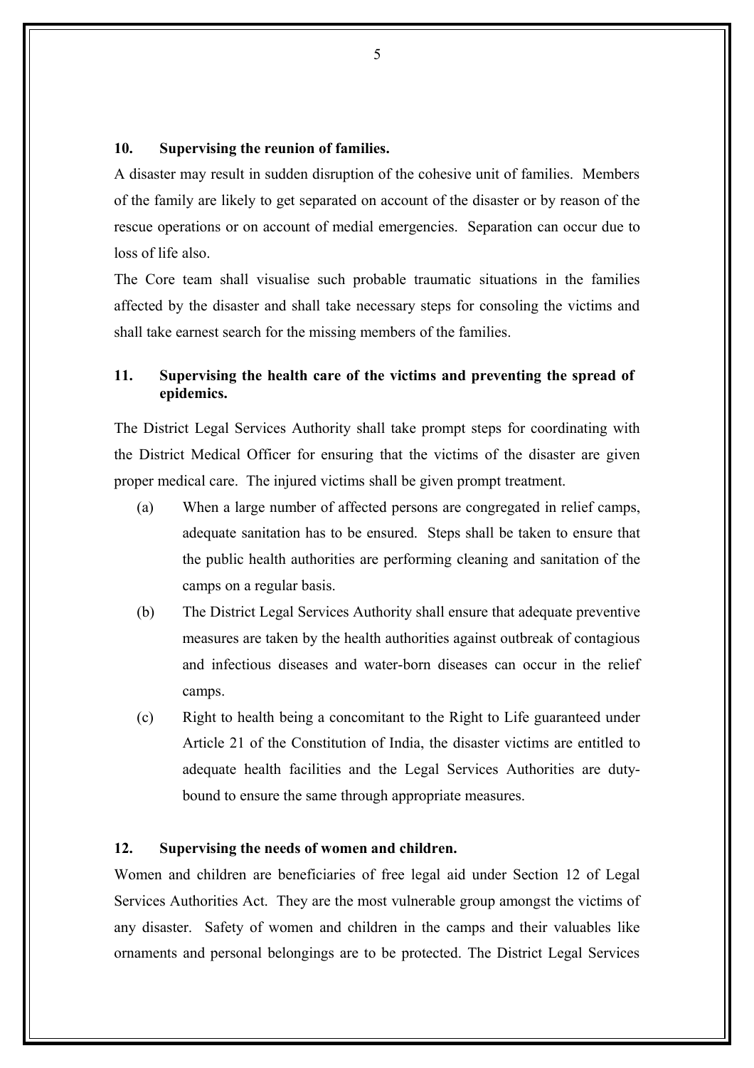### 10. Supervising the reunion of families.

A disaster may result in sudden disruption of the cohesive unit of families. Members of the family are likely to get separated on account of the disaster or by reason of the rescue operations or on account of medial emergencies. Separation can occur due to loss of life also.

The Core team shall visualise such probable traumatic situations in the families affected by the disaster and shall take necessary steps for consoling the victims and shall take earnest search for the missing members of the families.

### 11. Supervising the health care of the victims and preventing the spread of epidemics.

The District Legal Services Authority shall take prompt steps for coordinating with the District Medical Officer for ensuring that the victims of the disaster are given proper medical care. The injured victims shall be given prompt treatment.

(a) When a large number of affected persons are congregated in relief camps, adequate sanitation has to be ensured. Steps shall be taken to ensure that the public health authorities are performing cleaning and sanitation of the camps on a regular basis.

(b) The District Legal Services Authority shall ensure that adequate preventive measures are taken by the health authorities against outbreak of contagious and infectious diseases and water-born diseases can occur in the relief camps.

(c) Right to health being a concomitant to the Right to Life guaranteed under Article 21 of the Constitution of India, the disaster victims are entitled to adequate health facilities and the Legal Services Authorities are duty-bound to ensure the same through appropriate measures.

### 12. Supervising the needs of women and children.

Women and children are beneficiaries of free legal aid under Section 12 of Legal Services Authorities Act. They are the most vulnerable group amongst the victims of any disaster. Safety of women and children in the camps and their valuables like ornaments and personal belongings are to be protected. The District Legal Services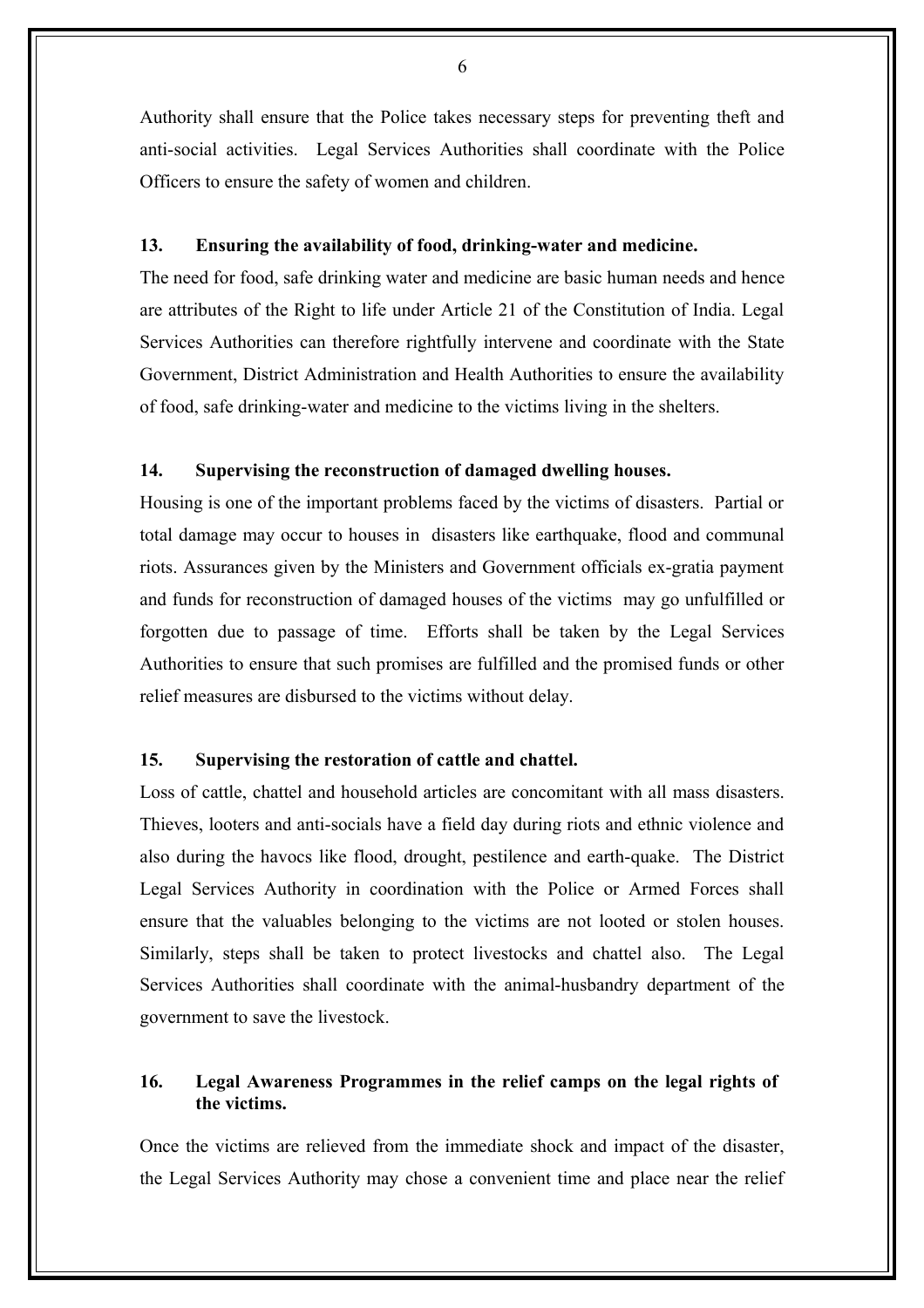Authority shall ensure that the Police takes necessary steps for preventing theft and anti-social activities. Legal Services Authorities shall coordinate with the Police Officers to ensure the safety of women and children.

### 13. Ensuring the availability of food, drinking-water and medicine.

The need for food, safe drinking water and medicine are basic human needs and hence are attributes of the Right to life under Article 21 of the Constitution of India. Legal Services Authorities can therefore rightfully intervene and coordinate with the State Government, District Administration and Health Authorities to ensure the availability of food, safe drinking-water and medicine to the victims living in the shelters.

### 14. Supervising the reconstruction of damaged dwelling houses.

Housing is one of the important problems faced by the victims of disasters. Partial or total damage may occur to houses in disasters like earthquake, flood and communal riots. Assurances given by the Ministers and Government officials ex-gratia payment and funds for reconstruction of damaged houses of the victims may go unfulfilled or forgotten due to passage of time. Efforts shall be taken by the Legal Services Authorities to ensure that such promises are fulfilled and the promised funds or other relief measures are disbursed to the victims without delay.

### 15. Supervising the restoration of cattle and chattel.

Loss of cattle, chattel and household articles are concomitant with all mass disasters. Thieves, looters and anti-socials have a field day during riots and ethnic violence and also during the havocs like flood, drought, pestilence and earth-quake. The District Legal Services Authority in coordination with the Police or Armed Forces shall ensure that the valuables belonging to the victims are not looted or stolen houses. Similarly, steps shall be taken to protect livestocks and chattel also. The Legal Services Authorities shall coordinate with the animal-husbandry department of the government to save the livestock.

### 16. Legal Awareness Programmes in the relief camps on the legal rights of the victims.

Once the victims are relieved from the immediate shock and impact of the disaster, the Legal Services Authority may chose a convenient time and place near the relief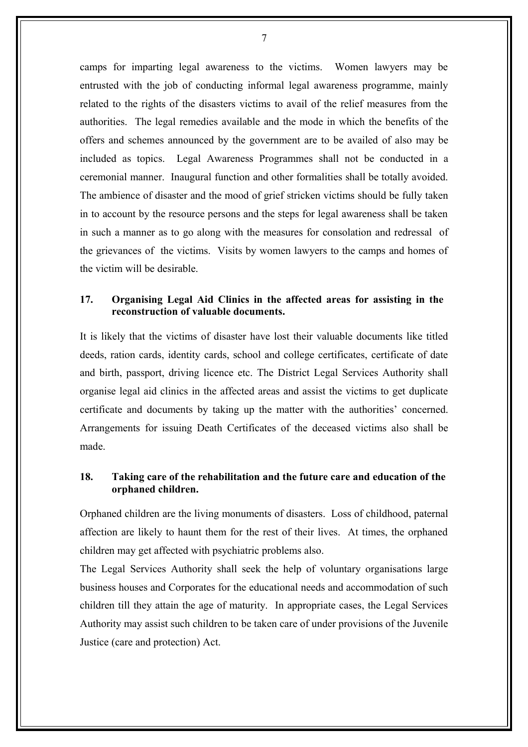camps for imparting legal awareness to the victims. Women lawyers may be entrusted with the job of conducting informal legal awareness programme, mainly related to the rights of the disasters victims to avail of the relief measures from the authorities. The legal remedies available and the mode in which the benefits of the offers and schemes announced by the government are to be availed of also may be included as topics. Legal Awareness Programmes shall not be conducted in a ceremonial manner. Inaugural function and other formalities shall be totally avoided. The ambience of disaster and the mood of grief stricken victims should be fully taken in to account by the resource persons and the steps for legal awareness shall be taken in such a manner as to go along with the measures for consolation and redressal of the grievances of the victims. Visits by women lawyers to the camps and homes of the victim will be desirable.

## 17. Organising Legal Aid Clinics in the affected areas for assisting in the reconstruction of valuable documents.

It is likely that the victims of disaster have lost their valuable documents like titled deeds, ration cards, identity cards, school and college certificates, certificate of date and birth, passport, driving licence etc. The District Legal Services Authority shall organise legal aid clinics in the affected areas and assist the victims to get duplicate certificate and documents by taking up the matter with the authorities' concerned. Arrangements for issuing Death Certificates of the deceased victims also shall be made.

## 18. Taking care of the rehabilitation and the future care and education of the orphaned children.

Orphaned children are the living monuments of disasters. Loss of childhood, paternal affection are likely to haunt them for the rest of their lives. At times, the orphaned children may get affected with psychiatric problems also.

The Legal Services Authority shall seek the help of voluntary organisations large business houses and Corporates for the educational needs and accommodation of such children till they attain the age of maturity. In appropriate cases, the Legal Services Authority may assist such children to be taken care of under provisions of the Juvenile Justice (care and protection) Act.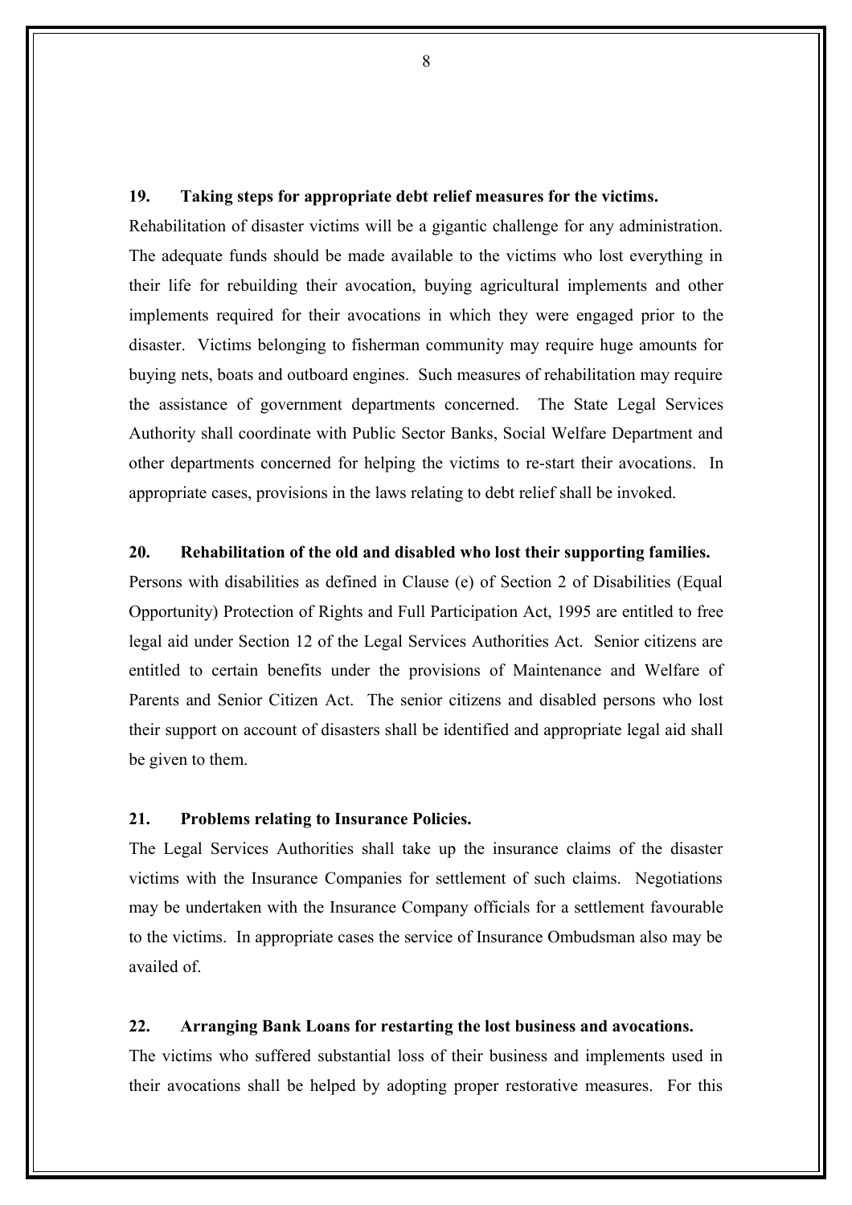**19. Taking steps for appropriate debt relief measures for the victims.**

Rehabilitation of disaster victims will be a gigantic challenge for any administration. The adequate funds should be made available to the victims who lost everything in their life for rebuilding their avocation, buying agricultural implements and other implements required for their avocations in which they were engaged prior to the disaster. Victims belonging to fisherman community may require huge amounts for buying nets, boats and outboard engines. Such measures of rehabilitation may require the assistance of government departments concerned. The State Legal Services Authority shall coordinate with Public Sector Banks, Social Welfare Department and other departments concerned for helping the victims to re-start their avocations. In appropriate cases, provisions in the laws relating to debt relief shall be invoked.

**20. Rehabilitation of the old and disabled who lost their supporting families.**

Persons with disabilities as defined in Clause (e) of Section 2 of Disabilities (Equal Opportunity) Protection of Rights and Full Participation Act, 1995 are entitled to free legal aid under Section 12 of the Legal Services Authorities Act. Senior citizens are entitled to certain benefits under the provisions of Maintenance and Welfare of Parents and Senior Citizen Act. The senior citizens and disabled persons who lost their support on account of disasters shall be identified and appropriate legal aid shall be given to them.

**21. Problems relating to Insurance Policies.**

The Legal Services Authorities shall take up the insurance claims of the disaster victims with the Insurance Companies for settlement of such claims. Negotiations may be undertaken with the Insurance Company officials for a settlement favourable to the victims. In appropriate cases the service of Insurance Ombudsman also may be availed of.

**22. Arranging Bank Loans for restarting the lost business and avocations.**

The victims who suffered substantial loss of their business and implements used in their avocations shall be helped by adopting proper restorative measures. For this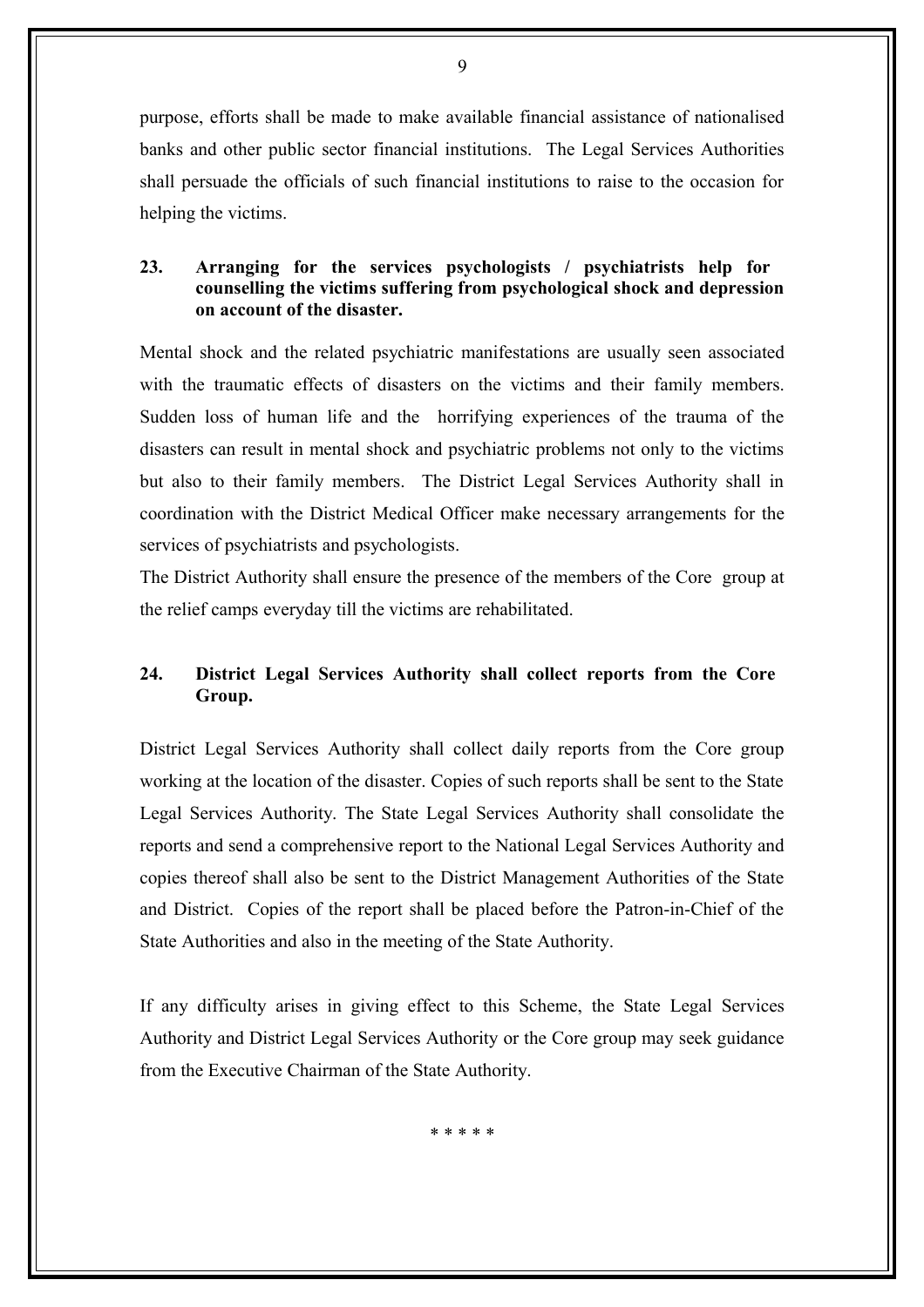purpose, efforts shall be made to make available financial assistance of nationalised banks and other public sector financial institutions. The Legal Services Authorities shall persuade the officials of such financial institutions to raise to the occasion for helping the victims.

**23. Arranging for the services psychologists / psychiatrists help for counselling the victims suffering from psychological shock and depression on account of the disaster.**

Mental shock and the related psychiatric manifestations are usually seen associated with the traumatic effects of disasters on the victims and their family members. Sudden loss of human life and the horrifying experiences of the trauma of the disasters can result in mental shock and psychiatric problems not only to the victims but also to their family members. The District Legal Services Authority shall in coordination with the District Medical Officer make necessary arrangements for the services of psychiatrists and psychologists.

The District Authority shall ensure the presence of the members of the Core group at the relief camps everyday till the victims are rehabilitated.

**24. District Legal Services Authority shall collect reports from the Core Group.**

District Legal Services Authority shall collect daily reports from the Core group working at the location of the disaster. Copies of such reports shall be sent to the State Legal Services Authority. The State Legal Services Authority shall consolidate the reports and send a comprehensive report to the National Legal Services Authority and copies thereof shall also be sent to the District Management Authorities of the State and District. Copies of the report shall be placed before the Patron-in-Chief of the State Authorities and also in the meeting of the State Authority.

If any difficulty arises in giving effect to this Scheme, the State Legal Services Authority and District Legal Services Authority or the Core group may seek guidance from the Executive Chairman of the State Authority.

\* \* \* \* \*